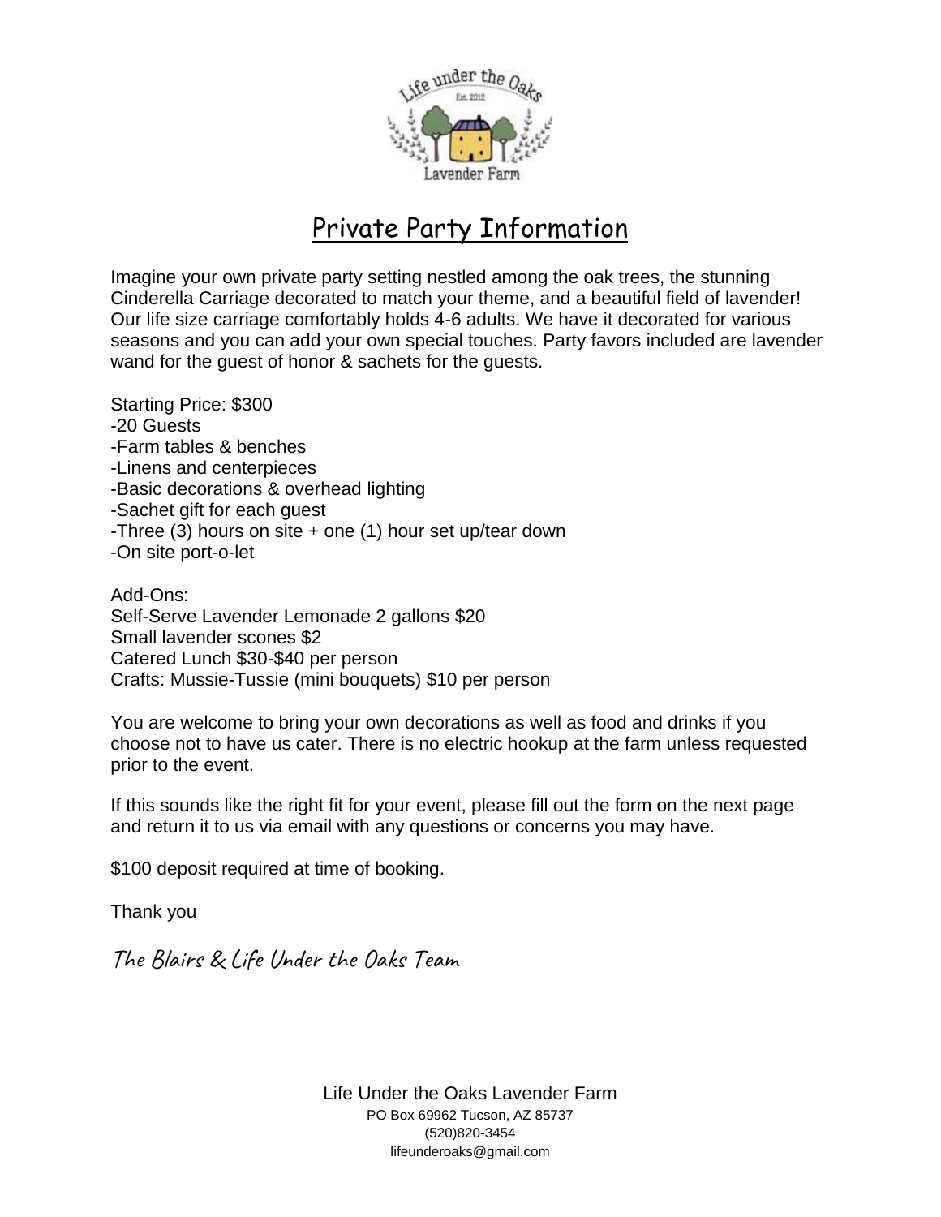# Private Party Information

Imagine your own private party setting nestled among the oak trees, the stunning Cinderella Carriage decorated to match your theme, and a beautiful field of lavender! Our life size carriage comfortably holds 4-6 adults. We have it decorated for various seasons and you can add your own special touches. Party favors included are lavender wand for the guest of honor & sachets for the guests.

Starting Price: $300
-20 Guests
-Farm tables & benches
-Linens and centerpieces
-Basic decorations & overhead lighting
-Sachet gift for each guest
-Three (3) hours on site + one (1) hour set up/tear down
-On site port-o-let

Add-Ons:
Self-Serve Lavender Lemonade 2 gallons $20
Small lavender scones $2
Catered Lunch $30-$40 per person
Crafts: Mussie-Tussie (mini bouquets) $10 per person

You are welcome to bring your own decorations as well as food and drinks if you choose not to have us cater. There is no electric hookup at the farm unless requested prior to the event.

If this sounds like the right fit for your event, please fill out the form on the next page and return it to us via email with any questions or concerns you may have.

$100 deposit required at time of booking.

Thank you

*The Blairs & Life Under the Oaks Team*

Life Under the Oaks Lavender Farm
PO Box 69962 Tucson, AZ 85737
(520)820-3454
lifeunderoaks@gmail.com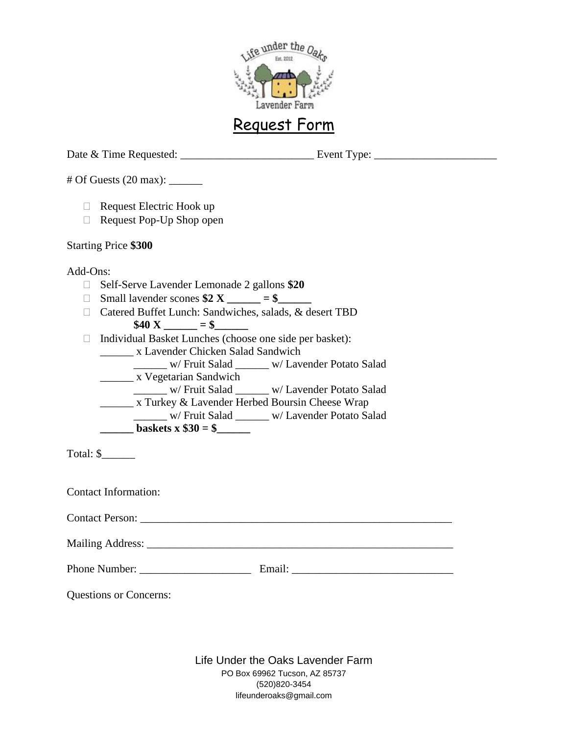# Request Form

Date & Time Requested: ________________________ Event Type: ______________________

# Of Guests (20 max): ______

- ☐ Request Electric Hook up
- ☐ Request Pop-Up Shop open

Starting Price **$300**

Add-Ons:

- ☐ Self-Serve Lavender Lemonade 2 gallons **$20**
- ☐ Small lavender scones **$2 X ______ = $______**
- ☐ Catered Buffet Lunch: Sandwiches, salads, & desert TBD
  **$40 X ______ = $______**
- ☐ Individual Basket Lunches (choose one side per basket):
  ______ x Lavender Chicken Salad Sandwich
  ______ w/ Fruit Salad ______ w/ Lavender Potato Salad
  ______ x Vegetarian Sandwich
  ______ w/ Fruit Salad ______ w/ Lavender Potato Salad
  ______ x Turkey & Lavender Herbed Boursin Cheese Wrap
  ______ w/ Fruit Salad ______ w/ Lavender Potato Salad
  **______ baskets x $30 = $______**

Total: $______

Contact Information:

Contact Person: ________________________________________________________

Mailing Address: ________________________________________________________

Phone Number: ____________________ Email: _____________________________

Questions or Concerns:

Life Under the Oaks Lavender Farm
PO Box 69962 Tucson, AZ 85737
(520)820-3454
lifeunderoaks@gmail.com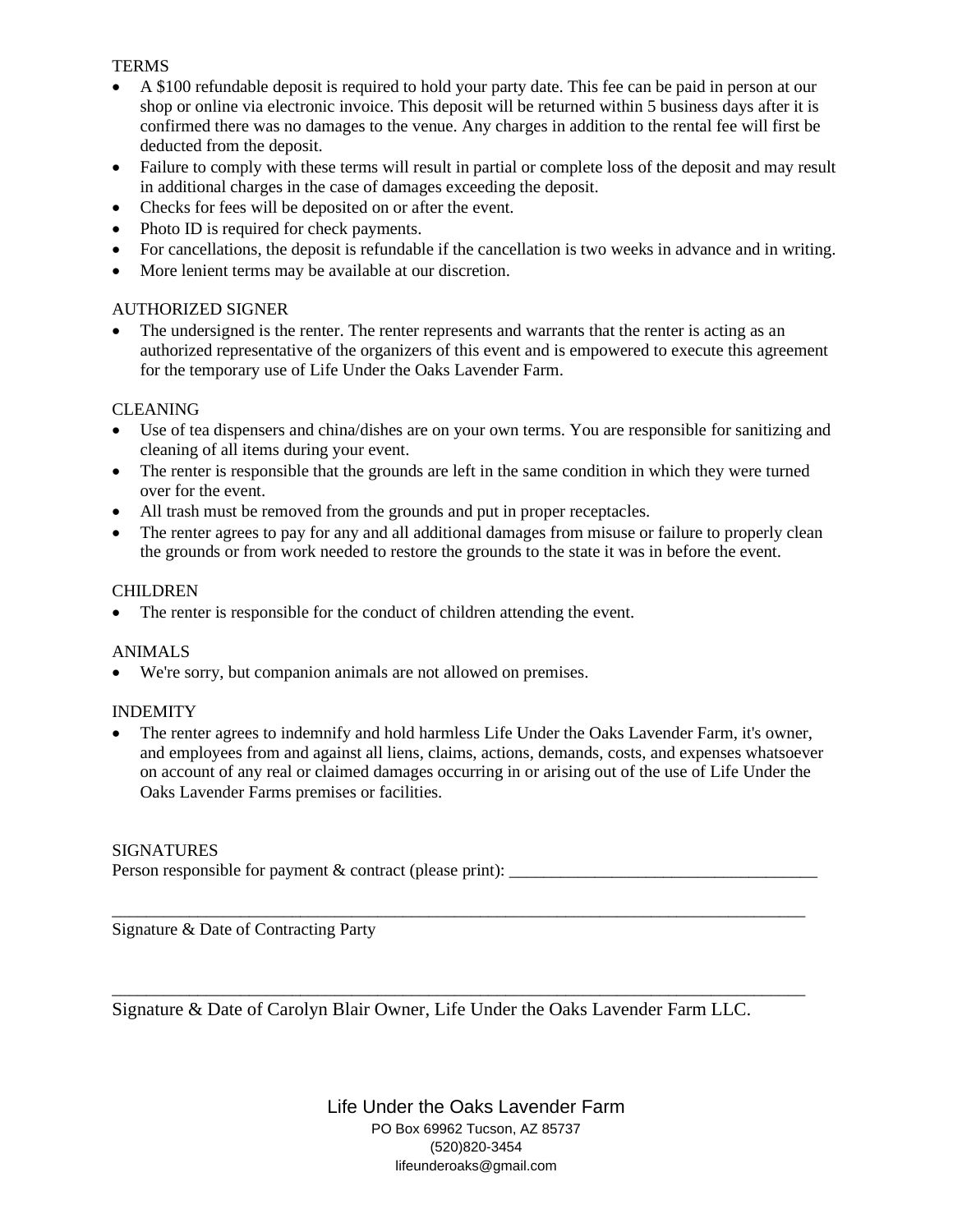TERMS

- A $100 refundable deposit is required to hold your party date. This fee can be paid in person at our shop or online via electronic invoice. This deposit will be returned within 5 business days after it is confirmed there was no damages to the venue. Any charges in addition to the rental fee will first be deducted from the deposit.
- Failure to comply with these terms will result in partial or complete loss of the deposit and may result in additional charges in the case of damages exceeding the deposit.
- Checks for fees will be deposited on or after the event.
- Photo ID is required for check payments.
- For cancellations, the deposit is refundable if the cancellation is two weeks in advance and in writing.
- More lenient terms may be available at our discretion.

AUTHORIZED SIGNER

- The undersigned is the renter. The renter represents and warrants that the renter is acting as an authorized representative of the organizers of this event and is empowered to execute this agreement for the temporary use of Life Under the Oaks Lavender Farm.

CLEANING

- Use of tea dispensers and china/dishes are on your own terms. You are responsible for sanitizing and cleaning of all items during your event.
- The renter is responsible that the grounds are left in the same condition in which they were turned over for the event.
- All trash must be removed from the grounds and put in proper receptacles.
- The renter agrees to pay for any and all additional damages from misuse or failure to properly clean the grounds or from work needed to restore the grounds to the state it was in before the event.

CHILDREN

- The renter is responsible for the conduct of children attending the event.

ANIMALS

- We're sorry, but companion animals are not allowed on premises.

INDEMITY

- The renter agrees to indemnify and hold harmless Life Under the Oaks Lavender Farm, it's owner, and employees from and against all liens, claims, actions, demands, costs, and expenses whatsoever on account of any real or claimed damages occurring in or arising out of the use of Life Under the Oaks Lavender Farms premises or facilities.

SIGNATURES

Person responsible for payment & contract (please print): ____________________________________

_________________________________________________________________________________

Signature & Date of Contracting Party

_________________________________________________________________________________

Signature & Date of Carolyn Blair Owner, Life Under the Oaks Lavender Farm LLC.

Life Under the Oaks Lavender Farm
PO Box 69962 Tucson, AZ 85737
(520)820-3454
lifeunderoaks@gmail.com